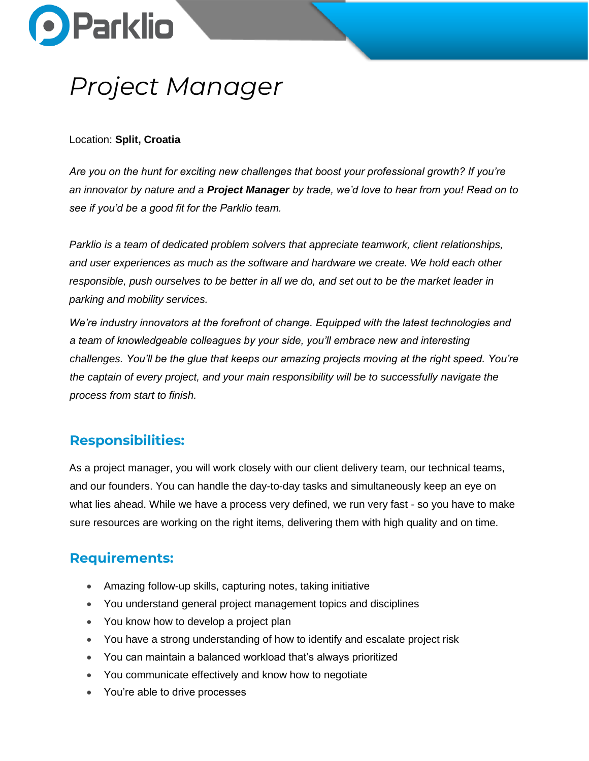Parklio

# *Project Manager*

Location: **Split, Croatia**

*Are you on the hunt for exciting new challenges that boost your professional growth? If you're an innovator by nature and a **Project Manager** by trade, we'd love to hear from you! Read on to see if you'd be a good fit for the Parklio team.*

*Parklio is a team of dedicated problem solvers that appreciate teamwork, client relationships, and user experiences as much as the software and hardware we create. We hold each other responsible, push ourselves to be better in all we do, and set out to be the market leader in parking and mobility services.*

*We're industry innovators at the forefront of change. Equipped with the latest technologies and a team of knowledgeable colleagues by your side, you'll embrace new and interesting challenges. You'll be the glue that keeps our amazing projects moving at the right speed. You're the captain of every project, and your main responsibility will be to successfully navigate the process from start to finish.*

## Responsibilities:

As a project manager, you will work closely with our client delivery team, our technical teams, and our founders. You can handle the day-to-day tasks and simultaneously keep an eye on what lies ahead. While we have a process very defined, we run very fast - so you have to make sure resources are working on the right items, delivering them with high quality and on time.

## Requirements:

- Amazing follow-up skills, capturing notes, taking initiative
- You understand general project management topics and disciplines
- You know how to develop a project plan
- You have a strong understanding of how to identify and escalate project risk
- You can maintain a balanced workload that's always prioritized
- You communicate effectively and know how to negotiate
- You're able to drive processes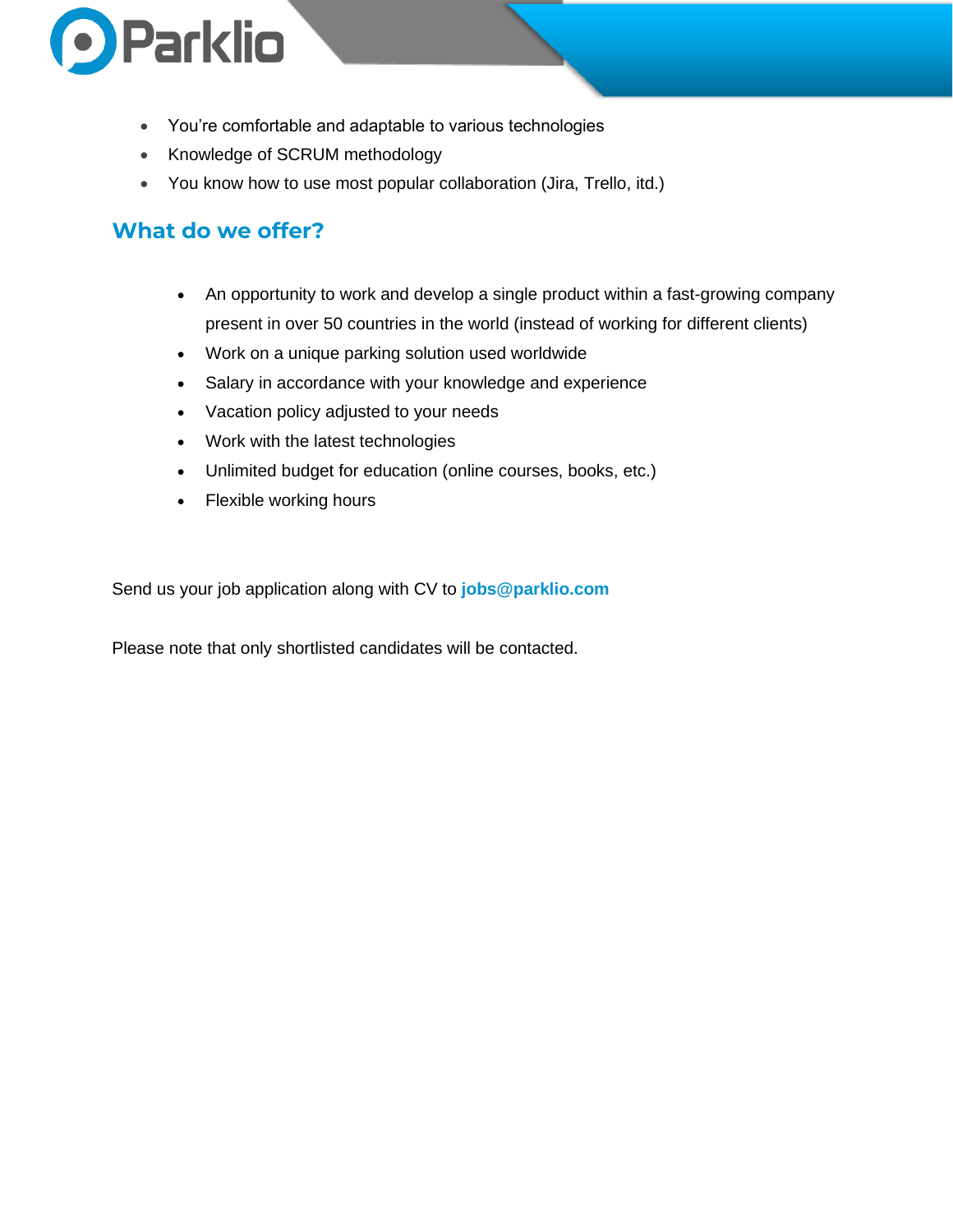- You're comfortable and adaptable to various technologies
- Knowledge of SCRUM methodology
- You know how to use most popular collaboration (Jira, Trello, itd.)

## What do we offer?

- An opportunity to work and develop a single product within a fast-growing company present in over 50 countries in the world (instead of working for different clients)
- Work on a unique parking solution used worldwide
- Salary in accordance with your knowledge and experience
- Vacation policy adjusted to your needs
- Work with the latest technologies
- Unlimited budget for education (online courses, books, etc.)
- Flexible working hours

Send us your job application along with CV to **jobs@parklio.com**

Please note that only shortlisted candidates will be contacted.